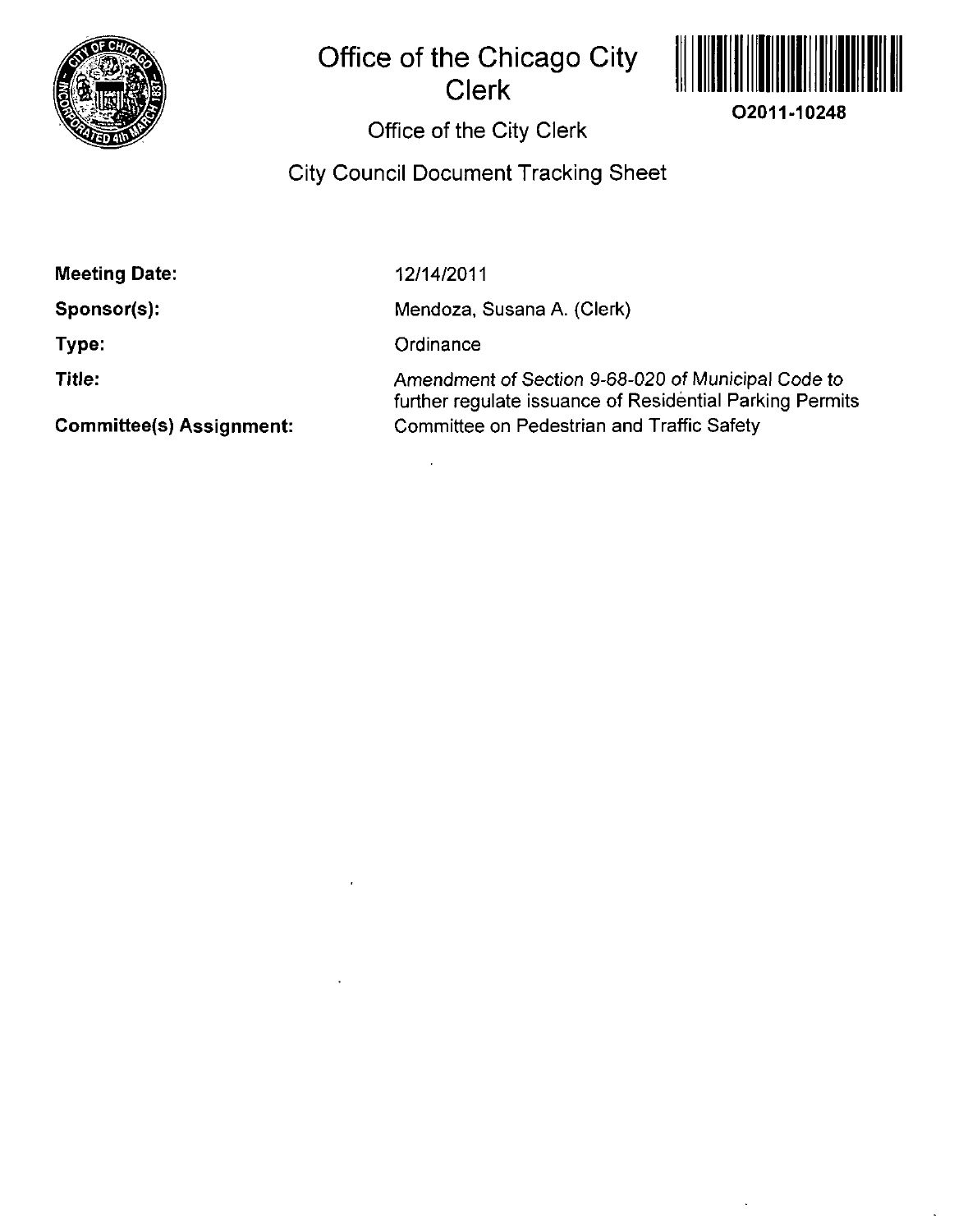# Office of the Chicago City Clerk

O2011-10248

## Office of the City Clerk

### City Council Document Tracking Sheet

**Meeting Date:** 12/14/2011

**Sponsor(s):** Mendoza, Susana A. (Clerk)

**Type:** Ordinance

**Title:** *Amendment of Section 9-68-020 of Municipal Code to further regulate issuance of Residential Parking Permits*

**Committee(s) Assignment:** Committee on Pedestrian and Traffic Safety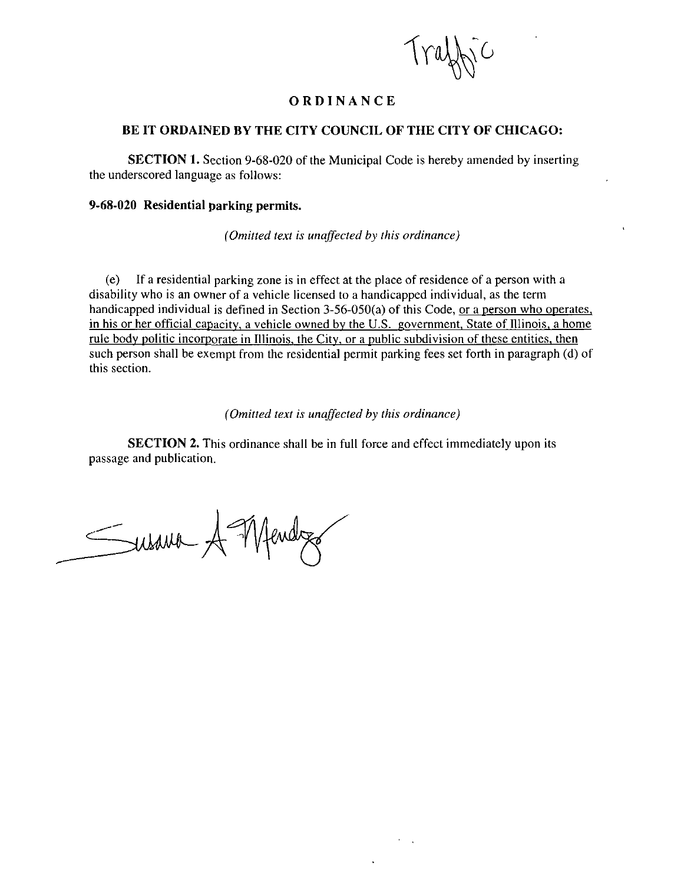Traffic

# ORDINANCE

## BE IT ORDAINED BY THE CITY COUNCIL OF THE CITY OF CHICAGO:

**SECTION 1.** Section 9-68-020 of the Municipal Code is hereby amended by inserting the underscored language as follows:

**9-68-020 Residential parking permits.**

*(Omitted text is unaffected by this ordinance)*

(e) If a residential parking zone is in effect at the place of residence of a person with a disability who is an owner of a vehicle licensed to a handicapped individual, as the term handicapped individual is defined in Section 3-56-050(a) of this Code, <u>or a person who operates, in his or her official capacity, a vehicle owned by the U.S. government, State of Illinois, a home rule body politic incorporate in Illinois, the City, or a public subdivision of these entities, then</u> such person shall be exempt from the residential permit parking fees set forth in paragraph (d) of this section.

*(Omitted text is unaffected by this ordinance)*

**SECTION 2.** This ordinance shall be in full force and effect immediately upon its passage and publication.

Susana A Mendoza